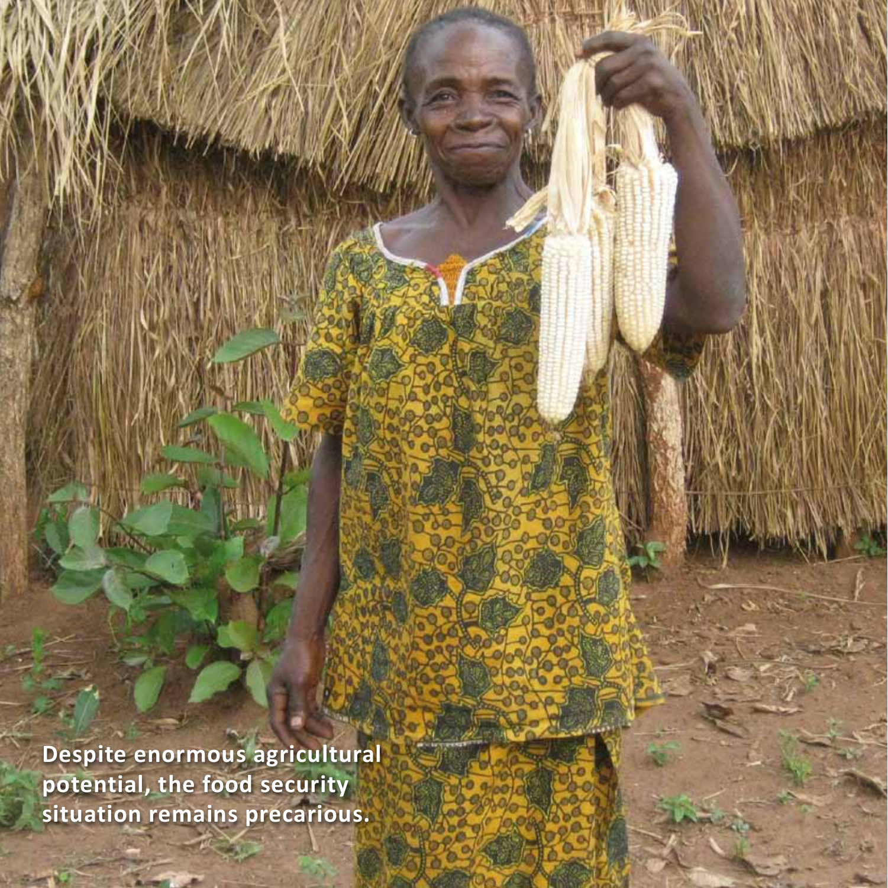Despite enormous agricultural potential, the food security situation remains precarious.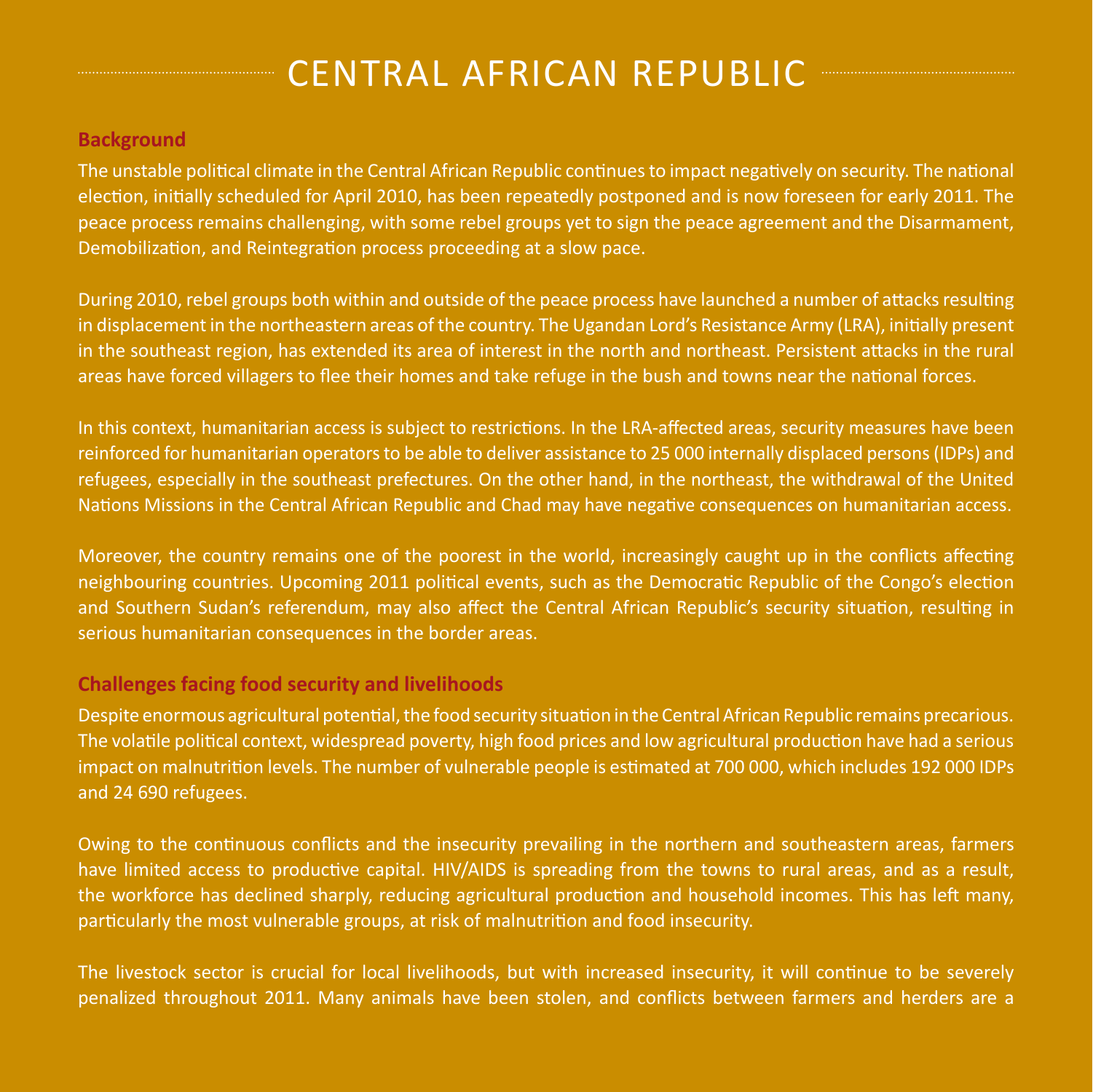# CENTRAL AFRICAN REPUBLIC

## Background

The unstable political climate in the Central African Republic continues to impact negatively on security. The national election, initially scheduled for April 2010, has been repeatedly postponed and is now foreseen for early 2011. The peace process remains challenging, with some rebel groups yet to sign the peace agreement and the Disarmament, Demobilization, and Reintegration process proceeding at a slow pace.

During 2010, rebel groups both within and outside of the peace process have launched a number of attacks resulting in displacement in the northeastern areas of the country. The Ugandan Lord's Resistance Army (LRA), initially present in the southeast region, has extended its area of interest in the north and northeast. Persistent attacks in the rural areas have forced villagers to flee their homes and take refuge in the bush and towns near the national forces.

In this context, humanitarian access is subject to restrictions. In the LRA-affected areas, security measures have been reinforced for humanitarian operators to be able to deliver assistance to 25 000 internally displaced persons (IDPs) and refugees, especially in the southeast prefectures. On the other hand, in the northeast, the withdrawal of the United Nations Missions in the Central African Republic and Chad may have negative consequences on humanitarian access.

Moreover, the country remains one of the poorest in the world, increasingly caught up in the conflicts affecting neighbouring countries. Upcoming 2011 political events, such as the Democratic Republic of the Congo's election and Southern Sudan's referendum, may also affect the Central African Republic's security situation, resulting in serious humanitarian consequences in the border areas.

## Challenges facing food security and livelihoods

Despite enormous agricultural potential, the food security situation in the Central African Republic remains precarious. The volatile political context, widespread poverty, high food prices and low agricultural production have had a serious impact on malnutrition levels. The number of vulnerable people is estimated at 700 000, which includes 192 000 IDPs and 24 690 refugees.

Owing to the continuous conflicts and the insecurity prevailing in the northern and southeastern areas, farmers have limited access to productive capital. HIV/AIDS is spreading from the towns to rural areas, and as a result, the workforce has declined sharply, reducing agricultural production and household incomes. This has left many, particularly the most vulnerable groups, at risk of malnutrition and food insecurity.

The livestock sector is crucial for local livelihoods, but with increased insecurity, it will continue to be severely penalized throughout 2011. Many animals have been stolen, and conflicts between farmers and herders are a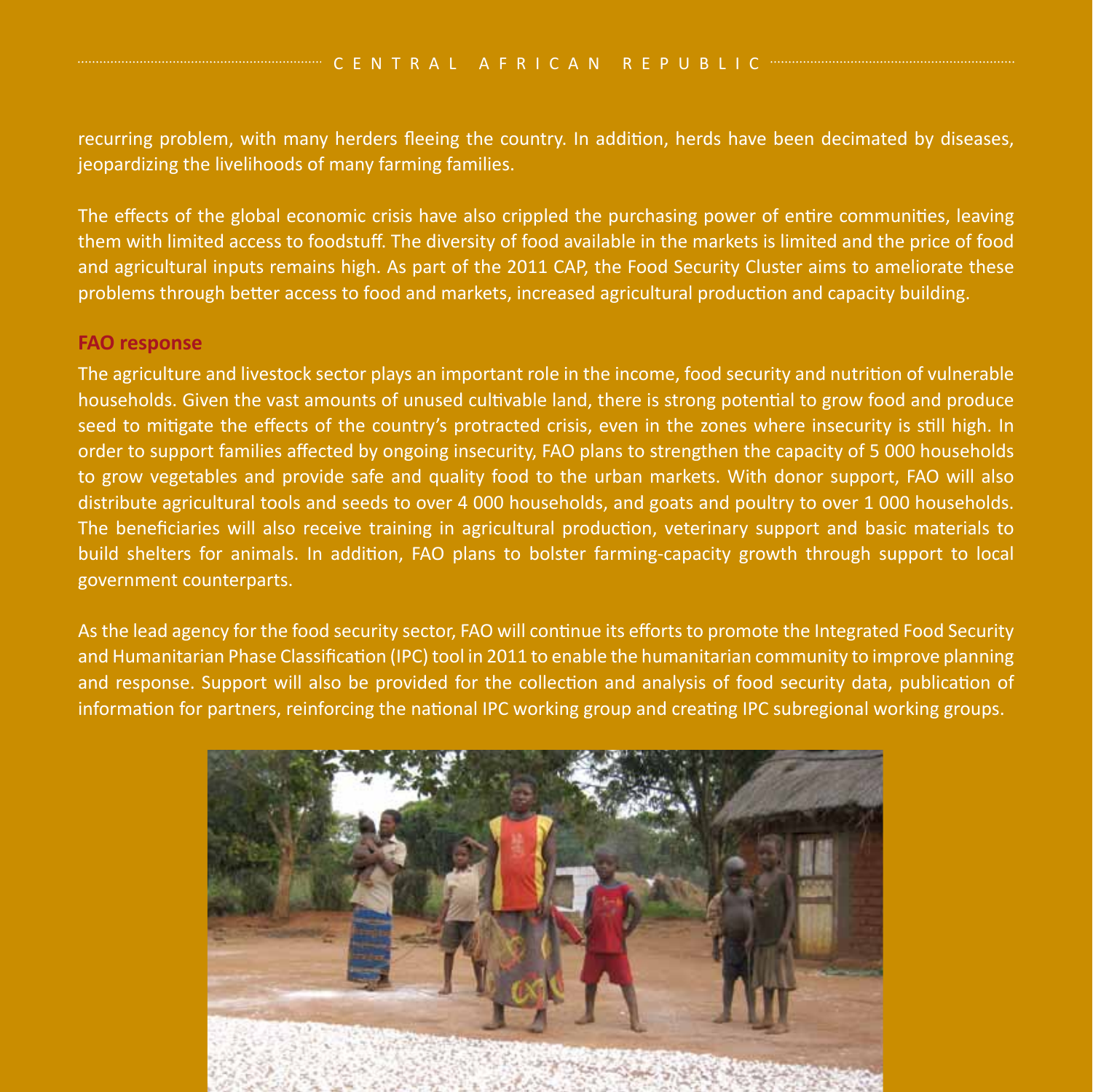recurring problem, with many herders fleeing the country. In addition, herds have been decimated by diseases, jeopardizing the livelihoods of many farming families.

The effects of the global economic crisis have also crippled the purchasing power of entire communities, leaving them with limited access to foodstuff. The diversity of food available in the markets is limited and the price of food and agricultural inputs remains high. As part of the 2011 CAP, the Food Security Cluster aims to ameliorate these problems through better access to food and markets, increased agricultural production and capacity building.

## FAO response

The agriculture and livestock sector plays an important role in the income, food security and nutrition of vulnerable households. Given the vast amounts of unused cultivable land, there is strong potential to grow food and produce seed to mitigate the effects of the country's protracted crisis, even in the zones where insecurity is still high. In order to support families affected by ongoing insecurity, FAO plans to strengthen the capacity of 5 000 households to grow vegetables and provide safe and quality food to the urban markets. With donor support, FAO will also distribute agricultural tools and seeds to over 4 000 households, and goats and poultry to over 1 000 households. The beneficiaries will also receive training in agricultural production, veterinary support and basic materials to build shelters for animals. In addition, FAO plans to bolster farming-capacity growth through support to local government counterparts.

As the lead agency for the food security sector, FAO will continue its efforts to promote the Integrated Food Security and Humanitarian Phase Classification (IPC) tool in 2011 to enable the humanitarian community to improve planning and response. Support will also be provided for the collection and analysis of food security data, publication of information for partners, reinforcing the national IPC working group and creating IPC subregional working groups.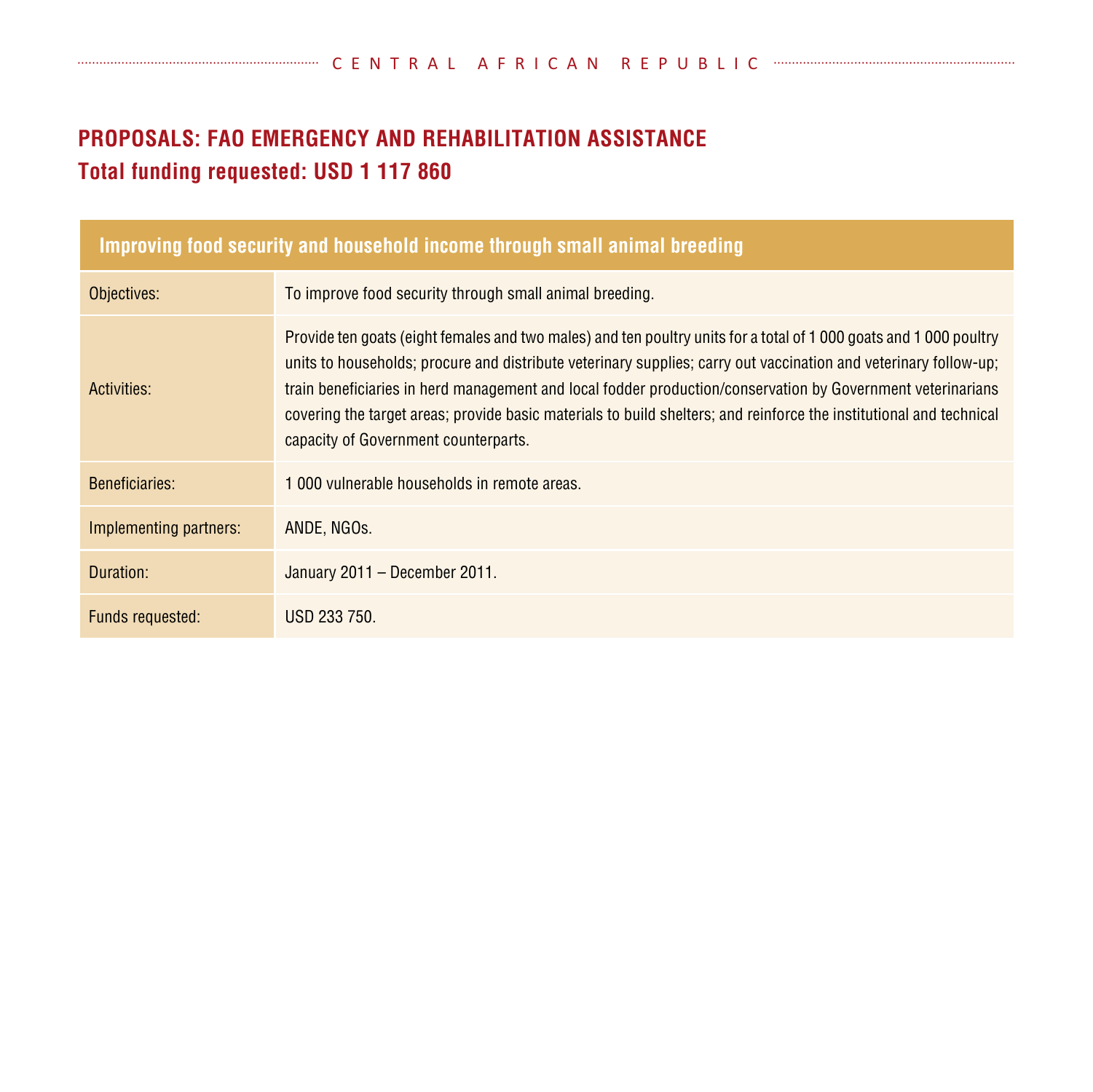## PROPOSALS: FAO EMERGENCY AND REHABILITATION ASSISTANCE

## Total funding requested: USD 1 117 860

| Improving food security and household income through small animal breeding | |
|---|---|
| Objectives: | To improve food security through small animal breeding. |
| Activities: | Provide ten goats (eight females and two males) and ten poultry units for a total of 1 000 goats and 1 000 poultry units to households; procure and distribute veterinary supplies; carry out vaccination and veterinary follow-up; train beneficiaries in herd management and local fodder production/conservation by Government veterinarians covering the target areas; provide basic materials to build shelters; and reinforce the institutional and technical capacity of Government counterparts. |
| Beneficiaries: | 1 000 vulnerable households in remote areas. |
| Implementing partners: | ANDE, NGOs. |
| Duration: | January 2011 – December 2011. |
| Funds requested: | USD 233 750. |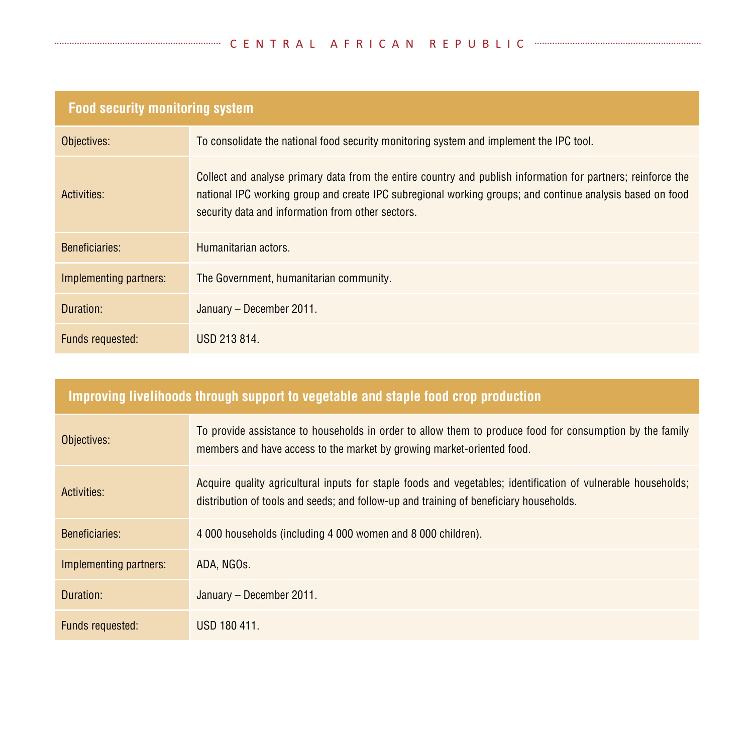| Food security monitoring system | |
|---|---|
| Objectives: | To consolidate the national food security monitoring system and implement the IPC tool. |
| Activities: | Collect and analyse primary data from the entire country and publish information for partners; reinforce the national IPC working group and create IPC subregional working groups; and continue analysis based on food security data and information from other sectors. |
| Beneficiaries: | Humanitarian actors. |
| Implementing partners: | The Government, humanitarian community. |
| Duration: | January – December 2011. |
| Funds requested: | USD 213 814. |

| Improving livelihoods through support to vegetable and staple food crop production | |
|---|---|
| Objectives: | To provide assistance to households in order to allow them to produce food for consumption by the family members and have access to the market by growing market-oriented food. |
| Activities: | Acquire quality agricultural inputs for staple foods and vegetables; identification of vulnerable households; distribution of tools and seeds; and follow-up and training of beneficiary households. |
| Beneficiaries: | 4 000 households (including 4 000 women and 8 000 children). |
| Implementing partners: | ADA, NGOs. |
| Duration: | January – December 2011. |
| Funds requested: | USD 180 411. |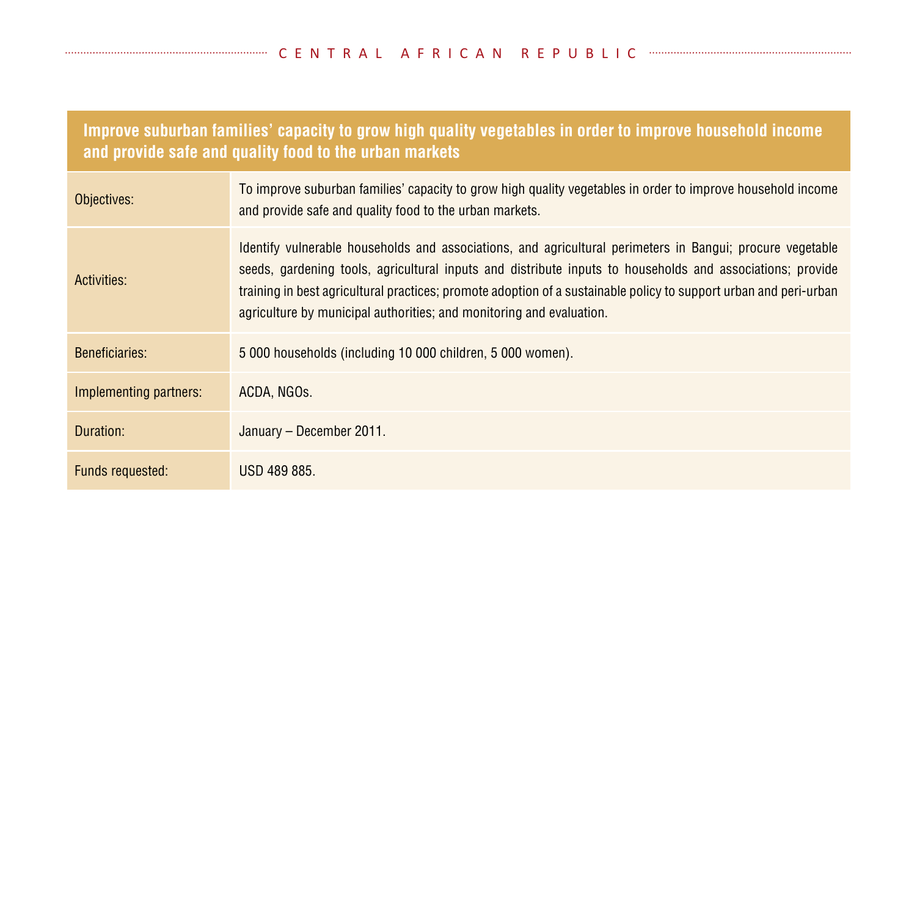| Improve suburban families’ capacity to grow high quality vegetables in order to improve household income and provide safe and quality food to the urban markets | |
|---|---|
| Objectives: | To improve suburban families’ capacity to grow high quality vegetables in order to improve household income and provide safe and quality food to the urban markets. |
| Activities: | Identify vulnerable households and associations, and agricultural perimeters in Bangui; procure vegetable seeds, gardening tools, agricultural inputs and distribute inputs to households and associations; provide training in best agricultural practices; promote adoption of a sustainable policy to support urban and peri-urban agriculture by municipal authorities; and monitoring and evaluation. |
| Beneficiaries: | 5 000 households (including 10 000 children, 5 000 women). |
| Implementing partners: | ACDA, NGOs. |
| Duration: | January – December 2011. |
| Funds requested: | USD 489 885. |